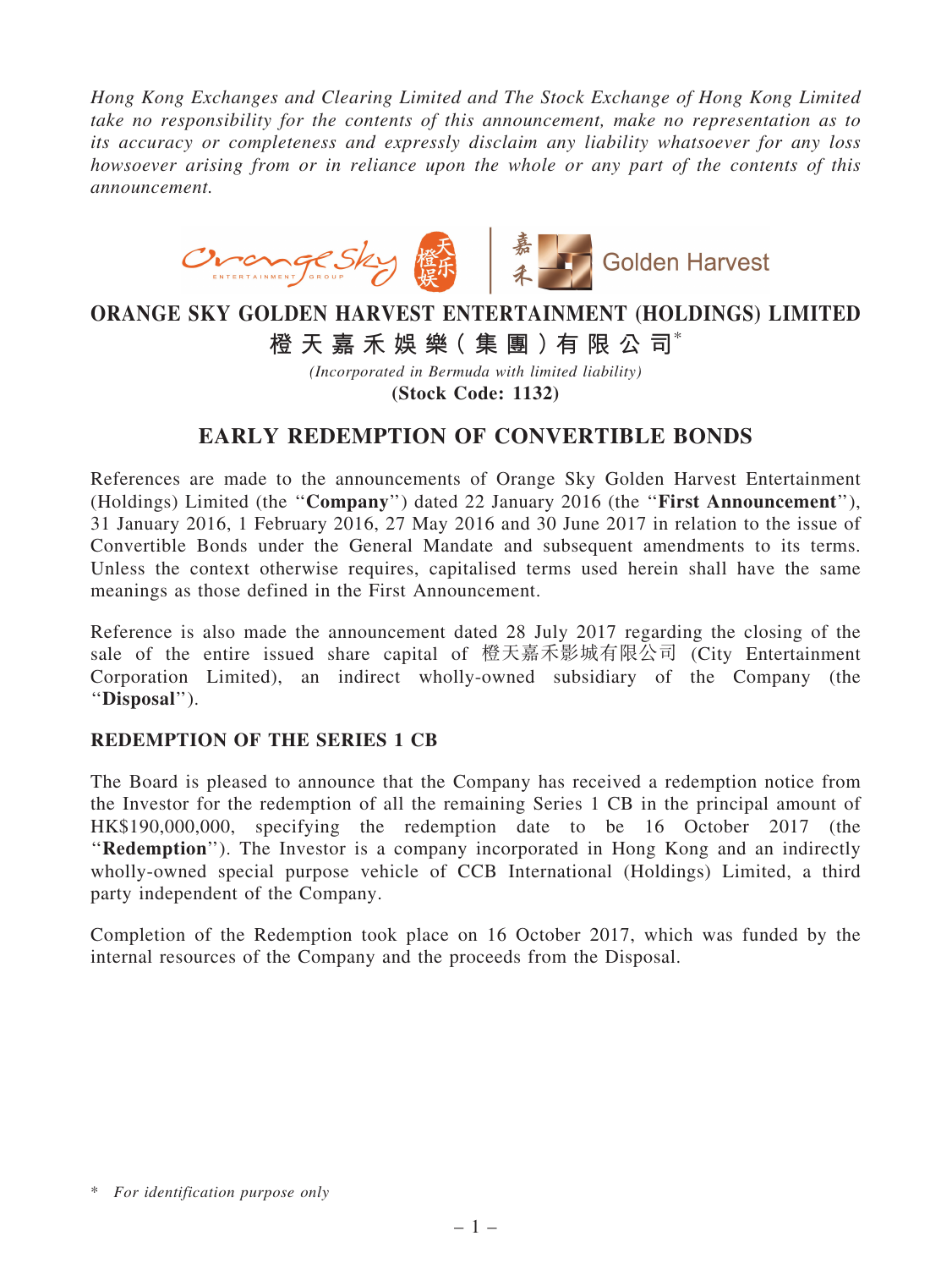*Hong Kong Exchanges and Clearing Limited and The Stock Exchange of Hong Kong Limited take no responsibility for the contents of this announcement, make no representation as to its accuracy or completeness and expressly disclaim any liability whatsoever for any loss howsoever arising from or in reliance upon the whole or any part of the contents of this announcement.*

# ORANGE SKY GOLDEN HARVEST ENTERTAINMENT (HOLDINGS) LIMITED

# 橙天嘉禾娛樂(集團)有限公司*

*(Incorporated in Bermuda with limited liability)*

**(Stock Code: 1132)**

## EARLY REDEMPTION OF CONVERTIBLE BONDS

References are made to the announcements of Orange Sky Golden Harvest Entertainment (Holdings) Limited (the "**Company**") dated 22 January 2016 (the "**First Announcement**"), 31 January 2016, 1 February 2016, 27 May 2016 and 30 June 2017 in relation to the issue of Convertible Bonds under the General Mandate and subsequent amendments to its terms. Unless the context otherwise requires, capitalised terms used herein shall have the same meanings as those defined in the First Announcement.

Reference is also made the announcement dated 28 July 2017 regarding the closing of the sale of the entire issued share capital of 橙天嘉禾影城有限公司 (City Entertainment Corporation Limited), an indirect wholly-owned subsidiary of the Company (the "**Disposal**").

### REDEMPTION OF THE SERIES 1 CB

The Board is pleased to announce that the Company has received a redemption notice from the Investor for the redemption of all the remaining Series 1 CB in the principal amount of HK$190,000,000, specifying the redemption date to be 16 October 2017 (the "**Redemption**"). The Investor is a company incorporated in Hong Kong and an indirectly wholly-owned special purpose vehicle of CCB International (Holdings) Limited, a third party independent of the Company.

Completion of the Redemption took place on 16 October 2017, which was funded by the internal resources of the Company and the proceeds from the Disposal.

\* *For identification purpose only*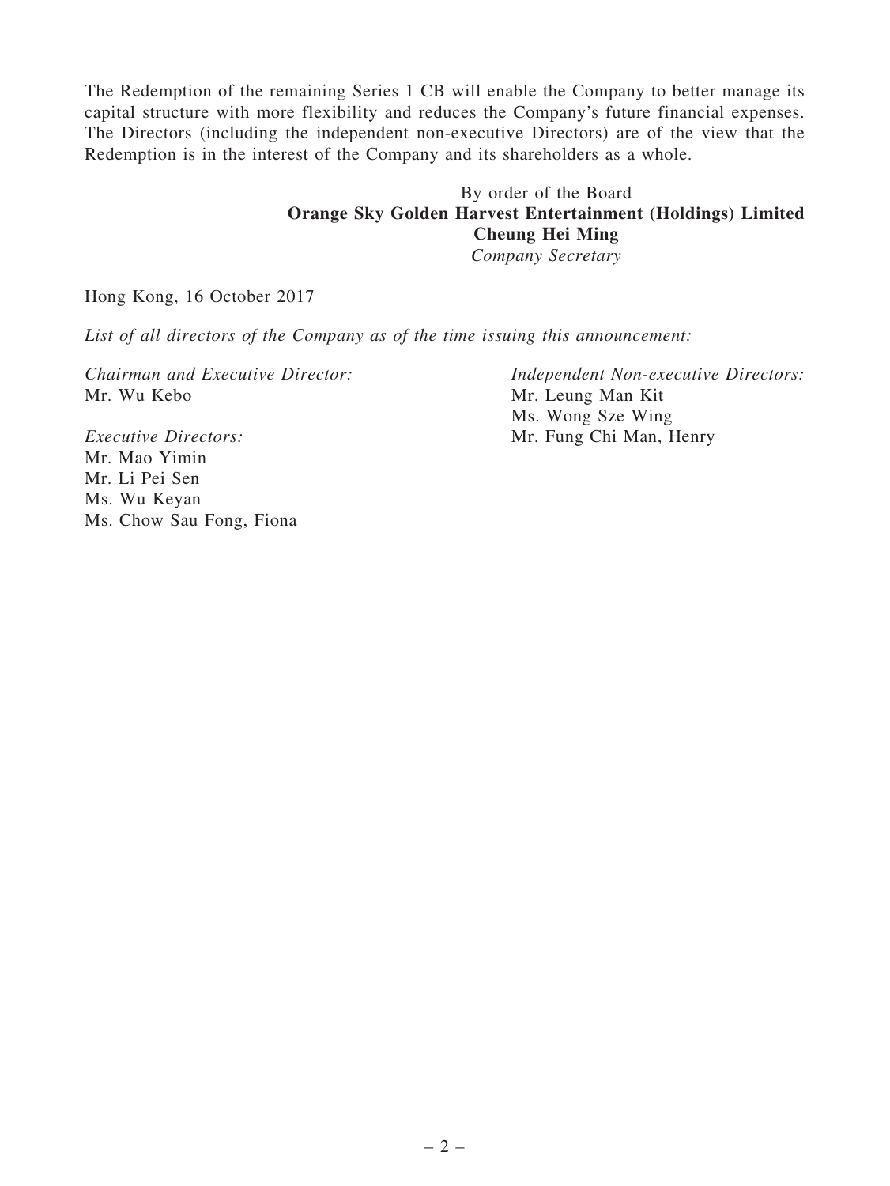The Redemption of the remaining Series 1 CB will enable the Company to better manage its capital structure with more flexibility and reduces the Company's future financial expenses. The Directors (including the independent non-executive Directors) are of the view that the Redemption is in the interest of the Company and its shareholders as a whole.

By order of the Board
**Orange Sky Golden Harvest Entertainment (Holdings) Limited**
**Cheung Hei Ming**
*Company Secretary*

Hong Kong, 16 October 2017

*List of all directors of the Company as of the time issuing this announcement:*

*Chairman and Executive Director:*
Mr. Wu Kebo

*Executive Directors:*
Mr. Mao Yimin
Mr. Li Pei Sen
Ms. Wu Keyan
Ms. Chow Sau Fong, Fiona

*Independent Non-executive Directors:*
Mr. Leung Man Kit
Ms. Wong Sze Wing
Mr. Fung Chi Man, Henry